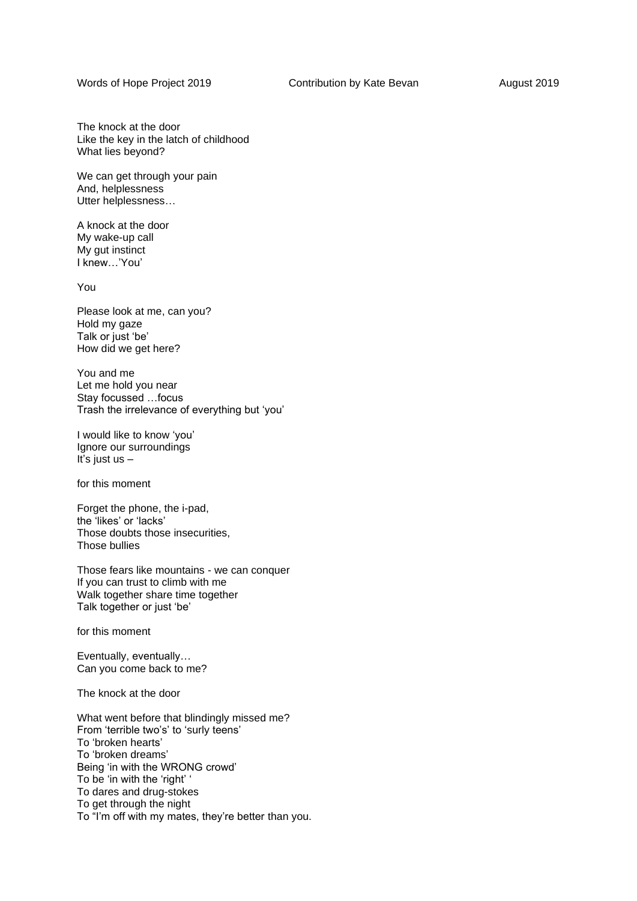Words of Hope Project 2019 Contribution by Kate Bevan August 2019

The knock at the door
Like the key in the latch of childhood
What lies beyond?

We can get through your pain
And, helplessness
Utter helplessness…

A knock at the door
My wake-up call
My gut instinct
I knew…'You'

You

Please look at me, can you?
Hold my gaze
Talk or just 'be'
How did we get here?

You and me
Let me hold you near
Stay focussed …focus
Trash the irrelevance of everything but 'you'

I would like to know 'you'
Ignore our surroundings
It's just us –

for this moment

Forget the phone, the i-pad,
the 'likes' or 'lacks'
Those doubts those insecurities,
Those bullies

Those fears like mountains - we can conquer
If you can trust to climb with me
Walk together share time together
Talk together or just 'be'

for this moment

Eventually, eventually…
Can you come back to me?

The knock at the door

What went before that blindingly missed me?
From 'terrible two's' to 'surly teens'
To 'broken hearts'
To 'broken dreams'
Being 'in with the WRONG crowd'
To be 'in with the 'right' '
To dares and drug-stokes
To get through the night
To "I'm off with my mates, they're better than you.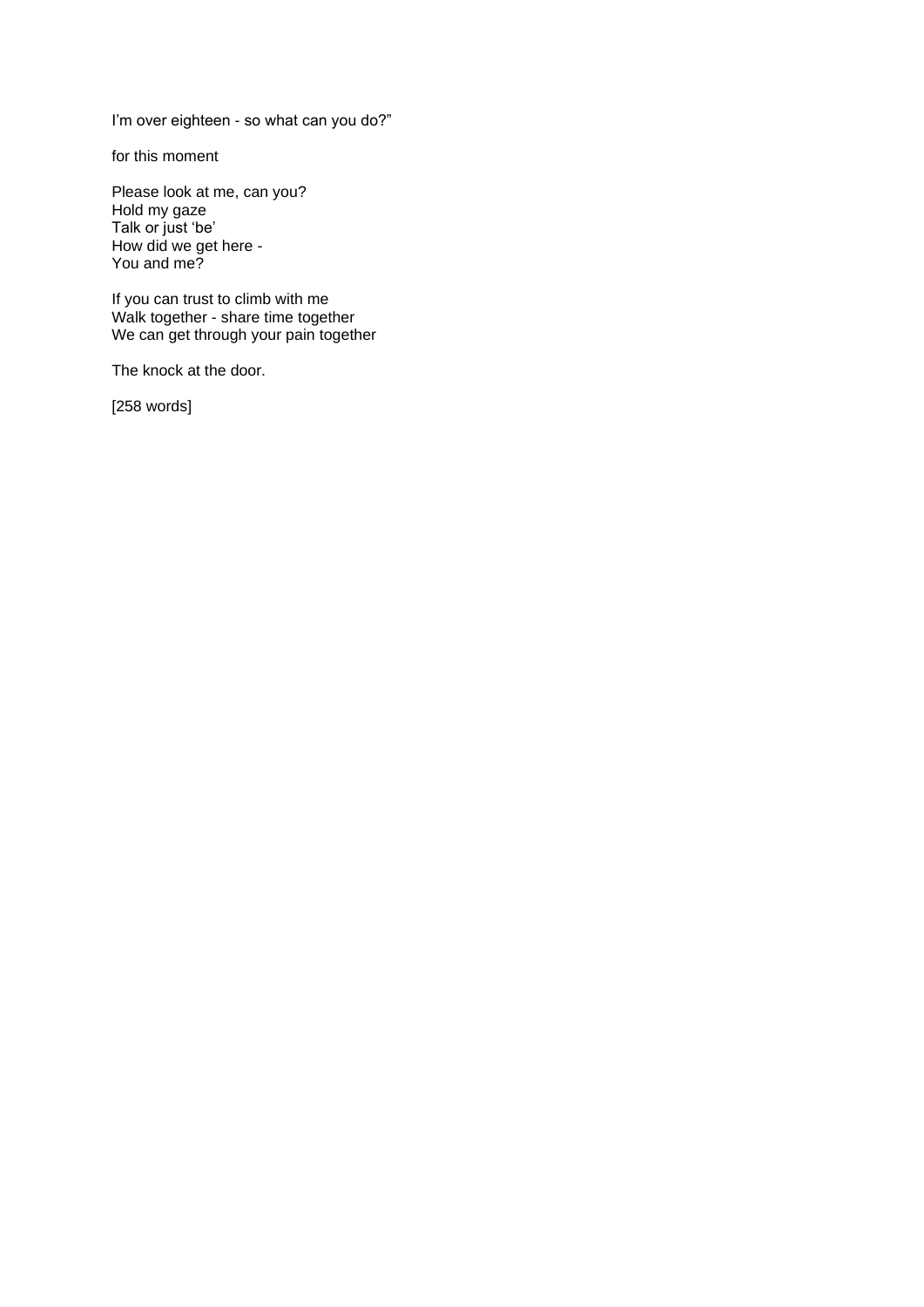I'm over eighteen - so what can you do?"

for this moment

Please look at me, can you?  
Hold my gaze  
Talk or just 'be'  
How did we get here -  
You and me?

If you can trust to climb with me  
Walk together - share time together  
We can get through your pain together

The knock at the door.

[258 words]